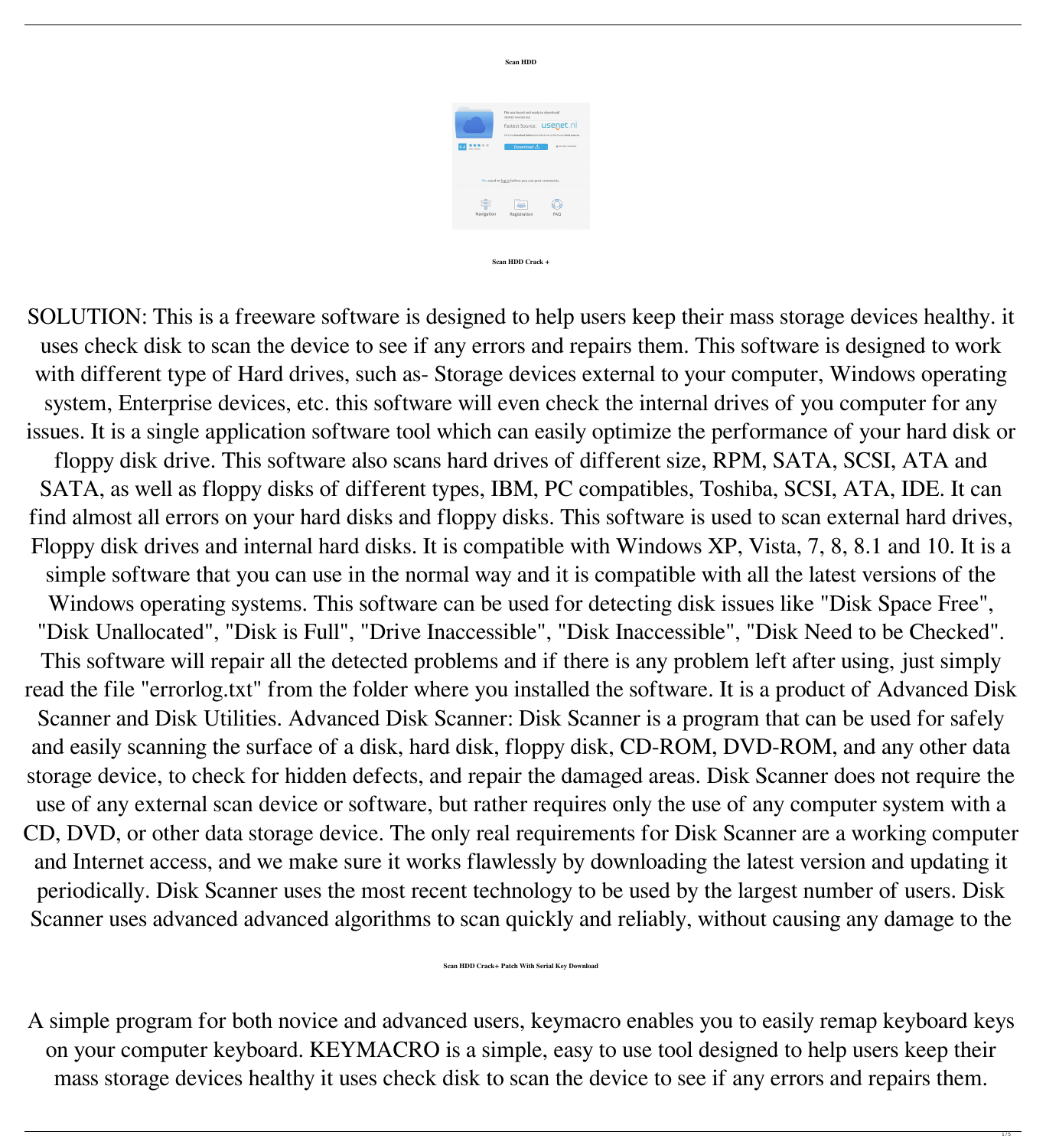**Scan HDD**

**Scan HDD Crack +**

SOLUTION: This is a freeware software is designed to help users keep their mass storage devices healthy. it uses check disk to scan the device to see if any errors and repairs them. This software is designed to work with different type of Hard drives, such as- Storage devices external to your computer, Windows operating system, Enterprise devices, etc. this software will even check the internal drives of you computer for any issues. It is a single application software tool which can easily optimize the performance of your hard disk or floppy disk drive. This software also scans hard drives of different size, RPM, SATA, SCSI, ATA and SATA, as well as floppy disks of different types, IBM, PC compatibles, Toshiba, SCSI, ATA, IDE. It can find almost all errors on your hard disks and floppy disks. This software is used to scan external hard drives, Floppy disk drives and internal hard disks. It is compatible with Windows XP, Vista, 7, 8, 8.1 and 10. It is a simple software that you can use in the normal way and it is compatible with all the latest versions of the Windows operating systems. This software can be used for detecting disk issues like "Disk Space Free", "Disk Unallocated", "Disk is Full", "Drive Inaccessible", "Disk Inaccessible", "Disk Need to be Checked". This software will repair all the detected problems and if there is any problem left after using, just simply read the file "errorlog.txt" from the folder where you installed the software. It is a product of Advanced Disk Scanner and Disk Utilities. Advanced Disk Scanner: Disk Scanner is a program that can be used for safely and easily scanning the surface of a disk, hard disk, floppy disk, CD-ROM, DVD-ROM, and any other data storage device, to check for hidden defects, and repair the damaged areas. Disk Scanner does not require the use of any external scan device or software, but rather requires only the use of any computer system with a CD, DVD, or other data storage device. The only real requirements for Disk Scanner are a working computer and Internet access, and we make sure it works flawlessly by downloading the latest version and updating it periodically. Disk Scanner uses the most recent technology to be used by the largest number of users. Disk Scanner uses advanced advanced algorithms to scan quickly and reliably, without causing any damage to the

**Scan HDD Crack+ Patch With Serial Key Download**

A simple program for both novice and advanced users, keymacro enables you to easily remap keyboard keys on your computer keyboard. KEYMACRO is a simple, easy to use tool designed to help users keep their mass storage devices healthy it uses check disk to scan the device to see if any errors and repairs them.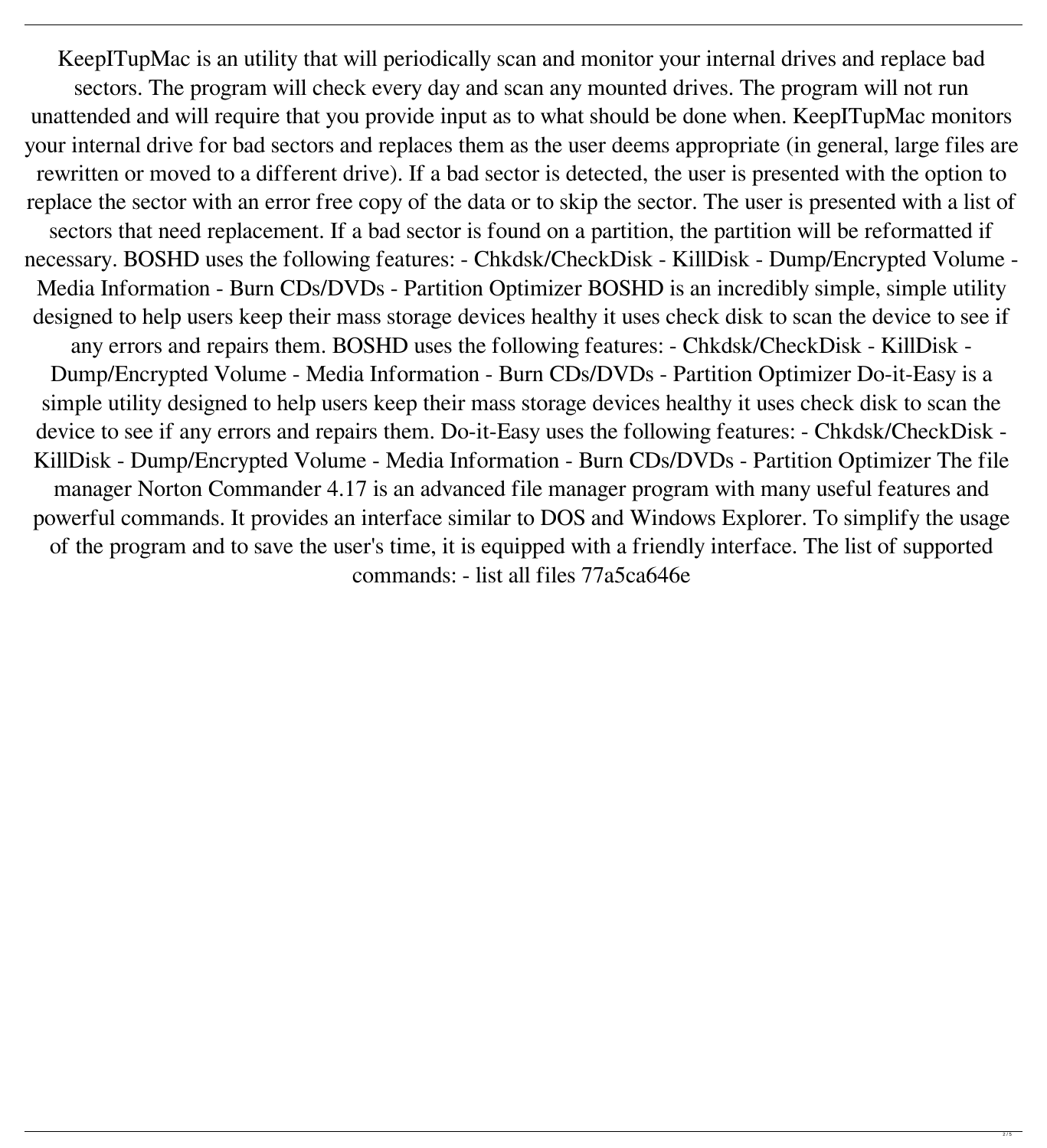KeepITupMac is an utility that will periodically scan and monitor your internal drives and replace bad sectors. The program will check every day and scan any mounted drives. The program will not run unattended and will require that you provide input as to what should be done when. KeepITupMac monitors your internal drive for bad sectors and replaces them as the user deems appropriate (in general, large files are rewritten or moved to a different drive). If a bad sector is detected, the user is presented with the option to replace the sector with an error free copy of the data or to skip the sector. The user is presented with a list of sectors that need replacement. If a bad sector is found on a partition, the partition will be reformatted if necessary. BOSHD uses the following features: - Chkdsk/CheckDisk - KillDisk - Dump/Encrypted Volume - Media Information - Burn CDs/DVDs - Partition Optimizer BOSHD is an incredibly simple, simple utility designed to help users keep their mass storage devices healthy it uses check disk to scan the device to see if any errors and repairs them. BOSHD uses the following features: - Chkdsk/CheckDisk - KillDisk - Dump/Encrypted Volume - Media Information - Burn CDs/DVDs - Partition Optimizer Do-it-Easy is a simple utility designed to help users keep their mass storage devices healthy it uses check disk to scan the device to see if any errors and repairs them. Do-it-Easy uses the following features: - Chkdsk/CheckDisk - KillDisk - Dump/Encrypted Volume - Media Information - Burn CDs/DVDs - Partition Optimizer The file manager Norton Commander 4.17 is an advanced file manager program with many useful features and powerful commands. It provides an interface similar to DOS and Windows Explorer. To simplify the usage of the program and to save the user's time, it is equipped with a friendly interface. The list of supported commands: - list all files 77a5ca646e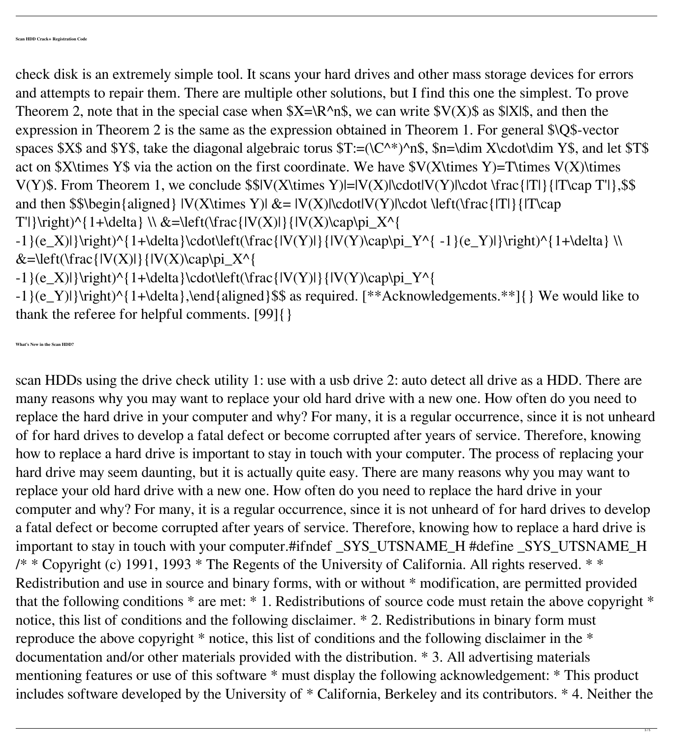#### Scan HDD Crack+ Registration Code

check disk is an extremely simple tool. It scans your hard drives and other mass storage devices for errors and attempts to repair them. There are multiple other solutions, but I find this one the simplest. To prove Theorem 2, note that in the special case when $X=\R^n$, we can write $V(X)$ as $|X|$, and then the expression in Theorem 2 is the same as the expression obtained in Theorem 1. For general $\Q$-vector spaces $X$ and $Y$, take the diagonal algebraic torus $T:=(\C^*)^n$, $n=\dim X\cdot\dim Y$, and let $T$ act on $X\times Y$ via the action on the first coordinate. We have $V(X\times Y)=T\times V(X)\times V(Y)$. From Theorem 1, we conclude $$|V(X\times Y)|=|V(X)|\cdot|V(Y)|\cdot \frac{|T|}{|T\cap T'|},$$ and then $$\begin{aligned} |V(X\times Y)| &= |V(X)|\cdot|V(Y)|\cdot \left(\frac{|T|}{|T\cap T'|}\right)^{1+\delta} \\ &=\left(\frac{|V(X)|}{|V(X)\cap\pi_X^{ -1}(e_X)|}\right)^{1+\delta}\cdot\left(\frac{|V(Y)|}{|V(Y)\cap\pi_Y^{ -1}(e_Y)|}\right)^{1+\delta} \\ &=\left(\frac{|V(X)|}{|V(X)\cap\pi_X^{ -1}(e_X)|}\right)^{1+\delta}\cdot\left(\frac{|V(Y)|}{|V(Y)\cap\pi_Y^{ -1}(e_Y)|}\right)^{1+\delta},\end{aligned}$$ as required. [**Acknowledgements.**]{} We would like to thank the referee for helpful comments. [99]{}

#### What's New in the Scan HDD?

scan HDDs using the drive check utility 1: use with a usb drive 2: auto detect all drive as a HDD. There are many reasons why you may want to replace your old hard drive with a new one. How often do you need to replace the hard drive in your computer and why? For many, it is a regular occurrence, since it is not unheard of for hard drives to develop a fatal defect or become corrupted after years of service. Therefore, knowing how to replace a hard drive is important to stay in touch with your computer. The process of replacing your hard drive may seem daunting, but it is actually quite easy. There are many reasons why you may want to replace your old hard drive with a new one. How often do you need to replace the hard drive in your computer and why? For many, it is a regular occurrence, since it is not unheard of for hard drives to develop a fatal defect or become corrupted after years of service. Therefore, knowing how to replace a hard drive is important to stay in touch with your computer.#ifndef _SYS_UTSNAME_H #define _SYS_UTSNAME_H /* * Copyright (c) 1991, 1993 * The Regents of the University of California. All rights reserved. * * Redistribution and use in source and binary forms, with or without * modification, are permitted provided that the following conditions * are met: * 1. Redistributions of source code must retain the above copyright * notice, this list of conditions and the following disclaimer. * 2. Redistributions in binary form must reproduce the above copyright * notice, this list of conditions and the following disclaimer in the * documentation and/or other materials provided with the distribution. * 3. All advertising materials mentioning features or use of this software * must display the following acknowledgement: * This product includes software developed by the University of * California, Berkeley and its contributors. * 4. Neither the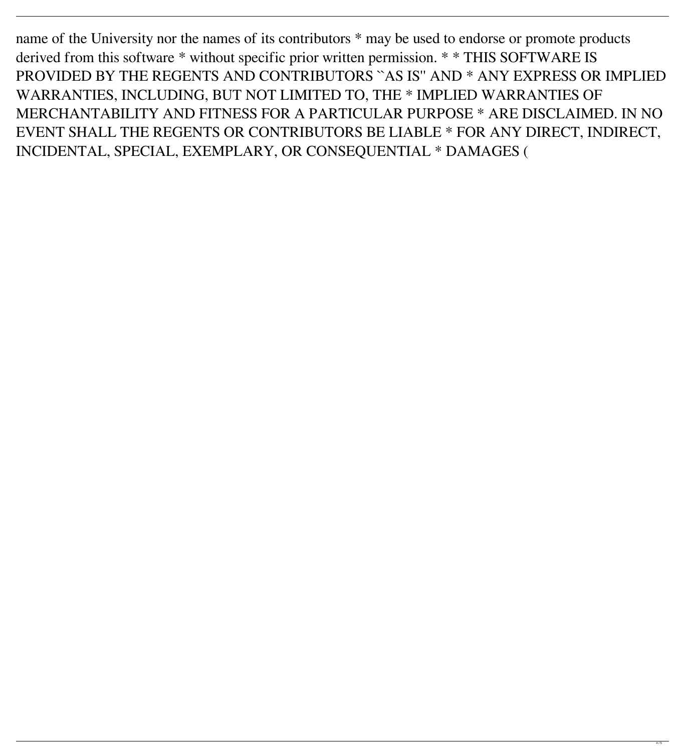name of the University nor the names of its contributors * may be used to endorse or promote products derived from this software * without specific prior written permission. * * THIS SOFTWARE IS PROVIDED BY THE REGENTS AND CONTRIBUTORS ``AS IS'' AND * ANY EXPRESS OR IMPLIED WARRANTIES, INCLUDING, BUT NOT LIMITED TO, THE * IMPLIED WARRANTIES OF MERCHANTABILITY AND FITNESS FOR A PARTICULAR PURPOSE * ARE DISCLAIMED. IN NO EVENT SHALL THE REGENTS OR CONTRIBUTORS BE LIABLE * FOR ANY DIRECT, INDIRECT, INCIDENTAL, SPECIAL, EXEMPLARY, OR CONSEQUENTIAL * DAMAGES (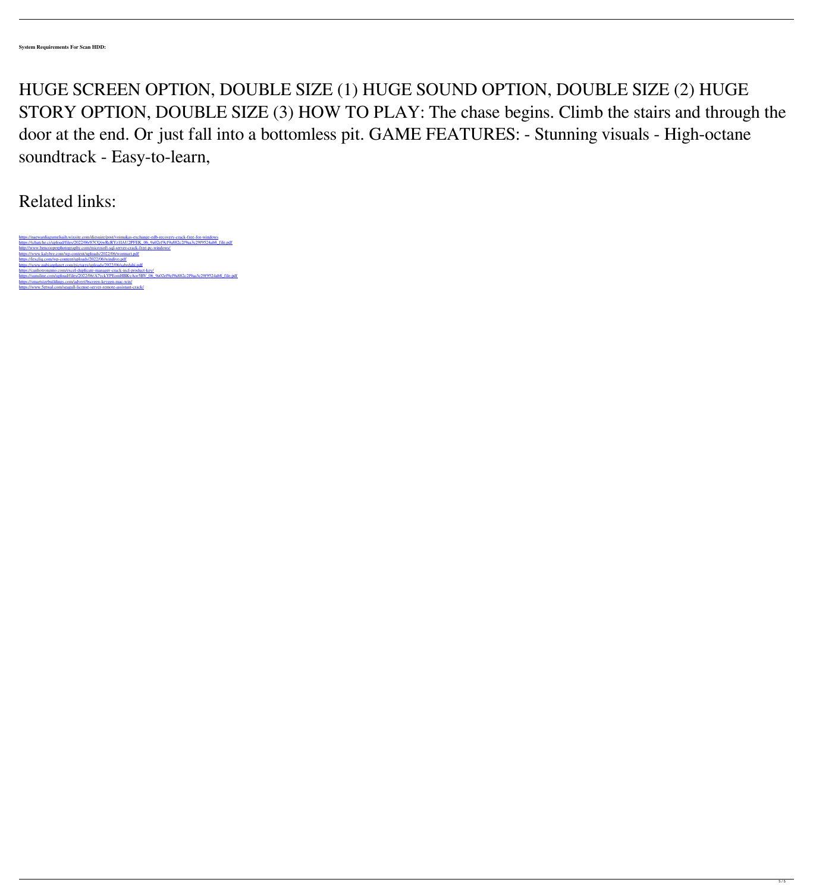**System Requirements For Scan HDD:**

HUGE SCREEN OPTION, DOUBLE SIZE (1) HUGE SOUND OPTION, DOUBLE SIZE (2) HUGE STORY OPTION, DOUBLE SIZE (3) HOW TO PLAY: The chase begins. Climb the stairs and through the door at the end. Or just fall into a bottomless pit. GAME FEATURES: - Stunning visuals - High-octane soundtrack - Easy-to-learn,

Related links:

https://naewardiagumebaih.wixsite.com/dresuire/post/voimakas-exchange-edb-recovery-crack-free-for-windows
https://tchatche.ci/upload/files/2022/06/87CQjwRcRYz1IAU2PFEK_06_9a02ef9cf9a882c2f9aa3c29f9524ab8_file.pdf
http://www.bencooperphotography.com/microsoft-sql-server-crack-free-pc-windows/
https://www.kalybre.com/wp-content/uploads/2022/06/wormart.pdf
https://lexcliq.com/wp-content/uploads/2022/06/windivo.pdf
https://www.nubianplanet.com/pictures/uploads/2022/06/sabrdahi.pdf
https://canhotrongmo.com/excel-duplicate-manager-crack-incl-product-key/
https://sumuline.com/upload/files/2022/06/A7yckYPEomHBKvAce5BV_06_9a02ef9cf9a882c2f9aa3c29f9524ab8_file.pdf
https://smartsizebuildings.com/advert/bscreen-keygen-mac-win/
https://www.5etwal.com/seagull-license-server-remote-assistant-crack/